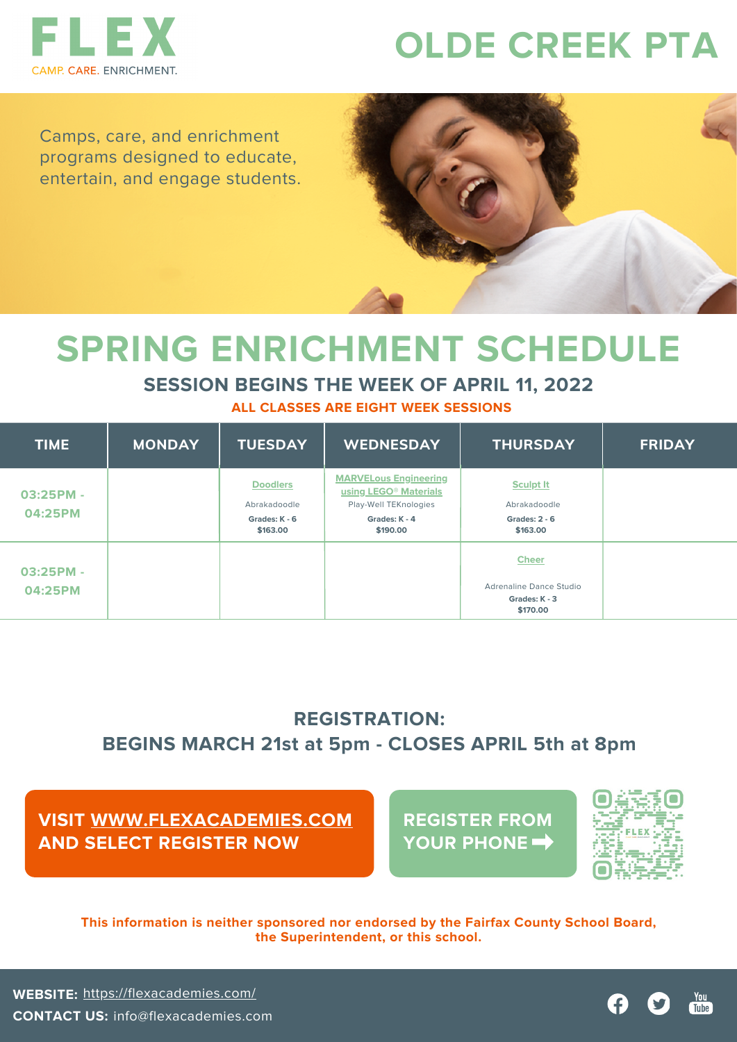# FLEX

CAMP. CARE. ENRICHMENT.

# OLDE CREEK PTA

Camps, care, and enrichment programs designed to educate, entertain, and engage students.

# SPRING ENRICHMENT SCHEDULE

## SESSION BEGINS THE WEEK OF APRIL 11, 2022

**ALL CLASSES ARE EIGHT WEEK SESSIONS**

| TIME | MONDAY | TUESDAY | WEDNESDAY | THURSDAY | FRIDAY |
|---|---|---|---|---|---|
| 03:25PM - 04:25PM | | Doodlers<br>Abrakadoodle<br>**Grades: K - 6**<br>**$163.00** | MARVELous Engineering using LEGO® Materials<br>Play-Well TEKnologies<br>**Grades: K - 4**<br>**$190.00** | Sculpt It<br>Abrakadoodle<br>**Grades: 2 - 6**<br>**$163.00** | |
| 03:25PM - 04:25PM | | | | Cheer<br>Adrenaline Dance Studio<br>**Grades: K - 3**<br>**$170.00** | |

## REGISTRATION:
## BEGINS MARCH 21st at 5pm - CLOSES APRIL 5th at 8pm

**VISIT WWW.FLEXACADEMIES.COM AND SELECT REGISTER NOW**

**REGISTER FROM YOUR PHONE**

**This information is neither sponsored nor endorsed by the Fairfax County School Board, the Superintendent, or this school.**

**WEBSITE:** https://flexacademies.com/

**CONTACT US:** info@flexacademies.com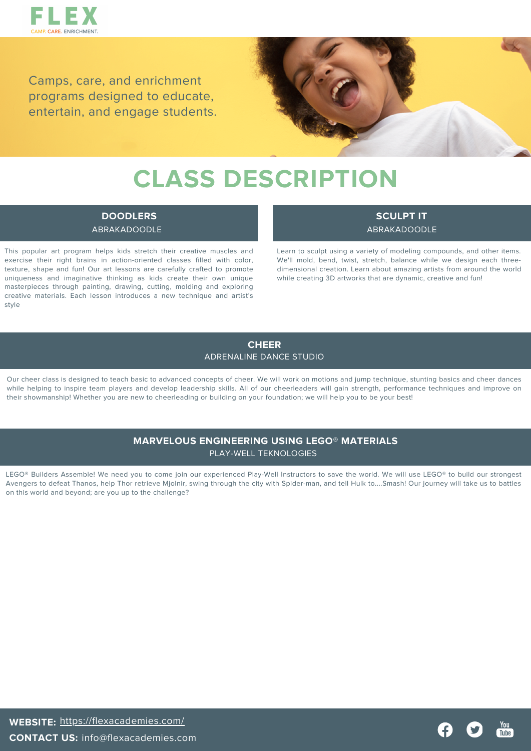FLEX

CAMP. CARE. ENRICHMENT.

Camps, care, and enrichment programs designed to educate, entertain, and engage students.

# CLASS DESCRIPTION

## DOODLERS

ABRAKADOODLE

This popular art program helps kids stretch their creative muscles and exercise their right brains in action-oriented classes filled with color, texture, shape and fun! Our art lessons are carefully crafted to promote uniqueness and imaginative thinking as kids create their own unique masterpieces through painting, drawing, cutting, molding and exploring creative materials. Each lesson introduces a new technique and artist's style

## SCULPT IT

ABRAKADOODLE

Learn to sculpt using a variety of modeling compounds, and other items. We'll mold, bend, twist, stretch, balance while we design each three-dimensional creation. Learn about amazing artists from around the world while creating 3D artworks that are dynamic, creative and fun!

## CHEER

ADRENALINE DANCE STUDIO

Our cheer class is designed to teach basic to advanced concepts of cheer. We will work on motions and jump technique, stunting basics and cheer dances while helping to inspire team players and develop leadership skills. All of our cheerleaders will gain strength, performance techniques and improve on their showmanship! Whether you are new to cheerleading or building on your foundation; we will help you to be your best!

## MARVELOUS ENGINEERING USING LEGO® MATERIALS

PLAY-WELL TEKNOLOGIES

LEGO® Builders Assemble! We need you to come join our experienced Play-Well Instructors to save the world. We will use LEGO® to build our strongest Avengers to defeat Thanos, help Thor retrieve Mjolnir, swing through the city with Spider-man, and tell Hulk to....Smash! Our journey will take us to battles on this world and beyond; are you up to the challenge?

**WEBSITE:** https://flexacademies.com/

**CONTACT US:** info@flexacademies.com